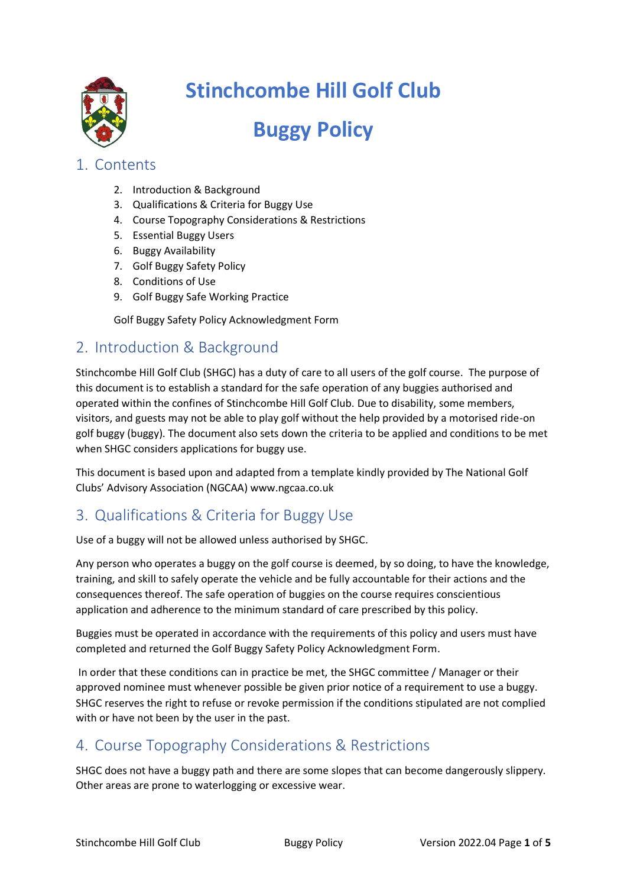# Stinchcombe Hill Golf Club

# Buggy Policy

## 1. Contents

2. Introduction & Background
3. Qualifications & Criteria for Buggy Use
4. Course Topography Considerations & Restrictions
5. Essential Buggy Users
6. Buggy Availability
7. Golf Buggy Safety Policy
8. Conditions of Use
9. Golf Buggy Safe Working Practice

Golf Buggy Safety Policy Acknowledgment Form

## 2. Introduction & Background

Stinchcombe Hill Golf Club (SHGC) has a duty of care to all users of the golf course. The purpose of this document is to establish a standard for the safe operation of any buggies authorised and operated within the confines of Stinchcombe Hill Golf Club. Due to disability, some members, visitors, and guests may not be able to play golf without the help provided by a motorised ride-on golf buggy (buggy). The document also sets down the criteria to be applied and conditions to be met when SHGC considers applications for buggy use.

This document is based upon and adapted from a template kindly provided by The National Golf Clubs' Advisory Association (NGCAA) www.ngcaa.co.uk

## 3. Qualifications & Criteria for Buggy Use

Use of a buggy will not be allowed unless authorised by SHGC.

Any person who operates a buggy on the golf course is deemed, by so doing, to have the knowledge, training, and skill to safely operate the vehicle and be fully accountable for their actions and the consequences thereof. The safe operation of buggies on the course requires conscientious application and adherence to the minimum standard of care prescribed by this policy.

Buggies must be operated in accordance with the requirements of this policy and users must have completed and returned the Golf Buggy Safety Policy Acknowledgment Form.

In order that these conditions can in practice be met, the SHGC committee / Manager or their approved nominee must whenever possible be given prior notice of a requirement to use a buggy. SHGC reserves the right to refuse or revoke permission if the conditions stipulated are not complied with or have not been by the user in the past.

## 4. Course Topography Considerations & Restrictions

SHGC does not have a buggy path and there are some slopes that can become dangerously slippery. Other areas are prone to waterlogging or excessive wear.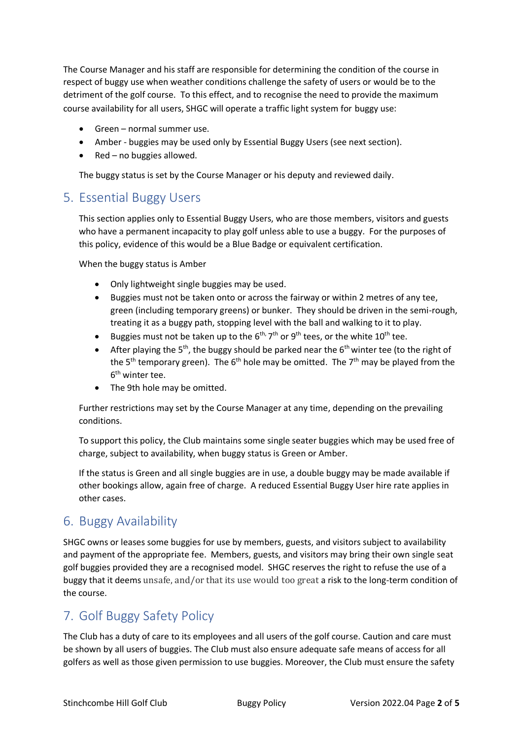The Course Manager and his staff are responsible for determining the condition of the course in respect of buggy use when weather conditions challenge the safety of users or would be to the detriment of the golf course. To this effect, and to recognise the need to provide the maximum course availability for all users, SHGC will operate a traffic light system for buggy use:

- Green – normal summer use.
- Amber - buggies may be used only by Essential Buggy Users (see next section).
- Red – no buggies allowed.

The buggy status is set by the Course Manager or his deputy and reviewed daily.

## 5. Essential Buggy Users

This section applies only to Essential Buggy Users, who are those members, visitors and guests who have a permanent incapacity to play golf unless able to use a buggy. For the purposes of this policy, evidence of this would be a Blue Badge or equivalent certification.

When the buggy status is Amber

- Only lightweight single buggies may be used.
- Buggies must not be taken onto or across the fairway or within 2 metres of any tee, green (including temporary greens) or bunker. They should be driven in the semi-rough, treating it as a buggy path, stopping level with the ball and walking to it to play.
- Buggies must not be taken up to the 6th, 7th or 9th tees, or the white 10th tee.
- After playing the 5th, the buggy should be parked near the 6th winter tee (to the right of the 5th temporary green). The 6th hole may be omitted. The 7th may be played from the 6th winter tee.
- The 9th hole may be omitted.

Further restrictions may set by the Course Manager at any time, depending on the prevailing conditions.

To support this policy, the Club maintains some single seater buggies which may be used free of charge, subject to availability, when buggy status is Green or Amber.

If the status is Green and all single buggies are in use, a double buggy may be made available if other bookings allow, again free of charge. A reduced Essential Buggy User hire rate applies in other cases.

## 6. Buggy Availability

SHGC owns or leases some buggies for use by members, guests, and visitors subject to availability and payment of the appropriate fee. Members, guests, and visitors may bring their own single seat golf buggies provided they are a recognised model. SHGC reserves the right to refuse the use of a buggy that it deems unsafe, and/or that its use would too great a risk to the long-term condition of the course.

## 7. Golf Buggy Safety Policy

The Club has a duty of care to its employees and all users of the golf course. Caution and care must be shown by all users of buggies. The Club must also ensure adequate safe means of access for all golfers as well as those given permission to use buggies. Moreover, the Club must ensure the safety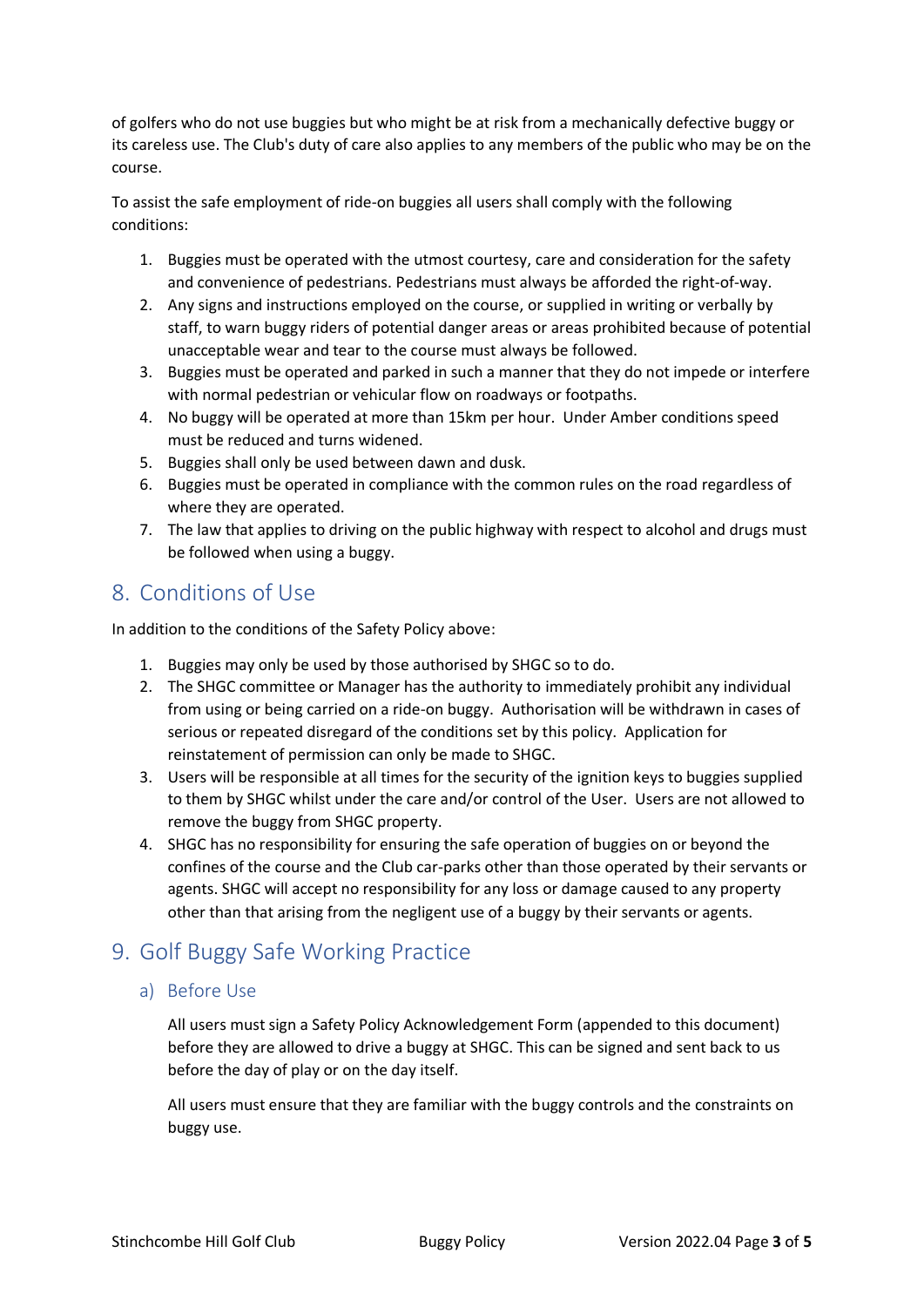of golfers who do not use buggies but who might be at risk from a mechanically defective buggy or its careless use. The Club's duty of care also applies to any members of the public who may be on the course.

To assist the safe employment of ride-on buggies all users shall comply with the following conditions:

1. Buggies must be operated with the utmost courtesy, care and consideration for the safety and convenience of pedestrians. Pedestrians must always be afforded the right-of-way.
2. Any signs and instructions employed on the course, or supplied in writing or verbally by staff, to warn buggy riders of potential danger areas or areas prohibited because of potential unacceptable wear and tear to the course must always be followed.
3. Buggies must be operated and parked in such a manner that they do not impede or interfere with normal pedestrian or vehicular flow on roadways or footpaths.
4. No buggy will be operated at more than 15km per hour. Under Amber conditions speed must be reduced and turns widened.
5. Buggies shall only be used between dawn and dusk.
6. Buggies must be operated in compliance with the common rules on the road regardless of where they are operated.
7. The law that applies to driving on the public highway with respect to alcohol and drugs must be followed when using a buggy.

## 8. Conditions of Use

In addition to the conditions of the Safety Policy above:

1. Buggies may only be used by those authorised by SHGC so to do.
2. The SHGC committee or Manager has the authority to immediately prohibit any individual from using or being carried on a ride-on buggy. Authorisation will be withdrawn in cases of serious or repeated disregard of the conditions set by this policy. Application for reinstatement of permission can only be made to SHGC.
3. Users will be responsible at all times for the security of the ignition keys to buggies supplied to them by SHGC whilst under the care and/or control of the User. Users are not allowed to remove the buggy from SHGC property.
4. SHGC has no responsibility for ensuring the safe operation of buggies on or beyond the confines of the course and the Club car-parks other than those operated by their servants or agents. SHGC will accept no responsibility for any loss or damage caused to any property other than that arising from the negligent use of a buggy by their servants or agents.

## 9. Golf Buggy Safe Working Practice

### a) Before Use

All users must sign a Safety Policy Acknowledgement Form (appended to this document) before they are allowed to drive a buggy at SHGC. This can be signed and sent back to us before the day of play or on the day itself.

All users must ensure that they are familiar with the buggy controls and the constraints on buggy use.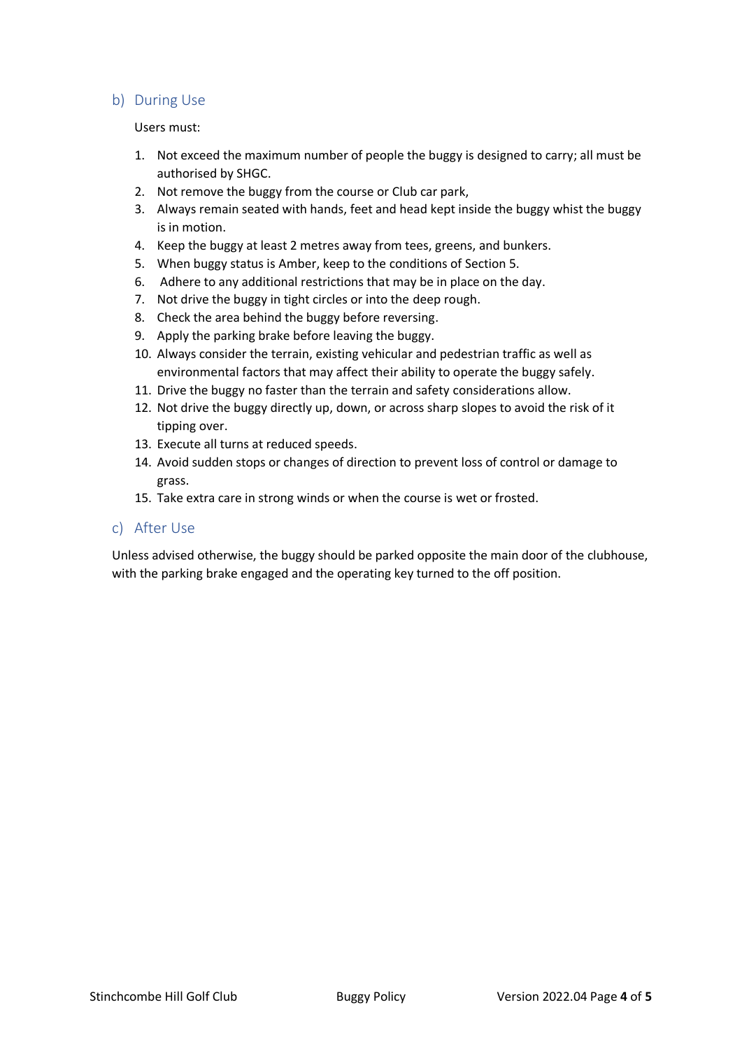## b) During Use

Users must:

1. Not exceed the maximum number of people the buggy is designed to carry; all must be authorised by SHGC.
2. Not remove the buggy from the course or Club car park,
3. Always remain seated with hands, feet and head kept inside the buggy whist the buggy is in motion.
4. Keep the buggy at least 2 metres away from tees, greens, and bunkers.
5. When buggy status is Amber, keep to the conditions of Section 5.
6. Adhere to any additional restrictions that may be in place on the day.
7. Not drive the buggy in tight circles or into the deep rough.
8. Check the area behind the buggy before reversing.
9. Apply the parking brake before leaving the buggy.
10. Always consider the terrain, existing vehicular and pedestrian traffic as well as environmental factors that may affect their ability to operate the buggy safely.
11. Drive the buggy no faster than the terrain and safety considerations allow.
12. Not drive the buggy directly up, down, or across sharp slopes to avoid the risk of it tipping over.
13. Execute all turns at reduced speeds.
14. Avoid sudden stops or changes of direction to prevent loss of control or damage to grass.
15. Take extra care in strong winds or when the course is wet or frosted.

## c) After Use

Unless advised otherwise, the buggy should be parked opposite the main door of the clubhouse, with the parking brake engaged and the operating key turned to the off position.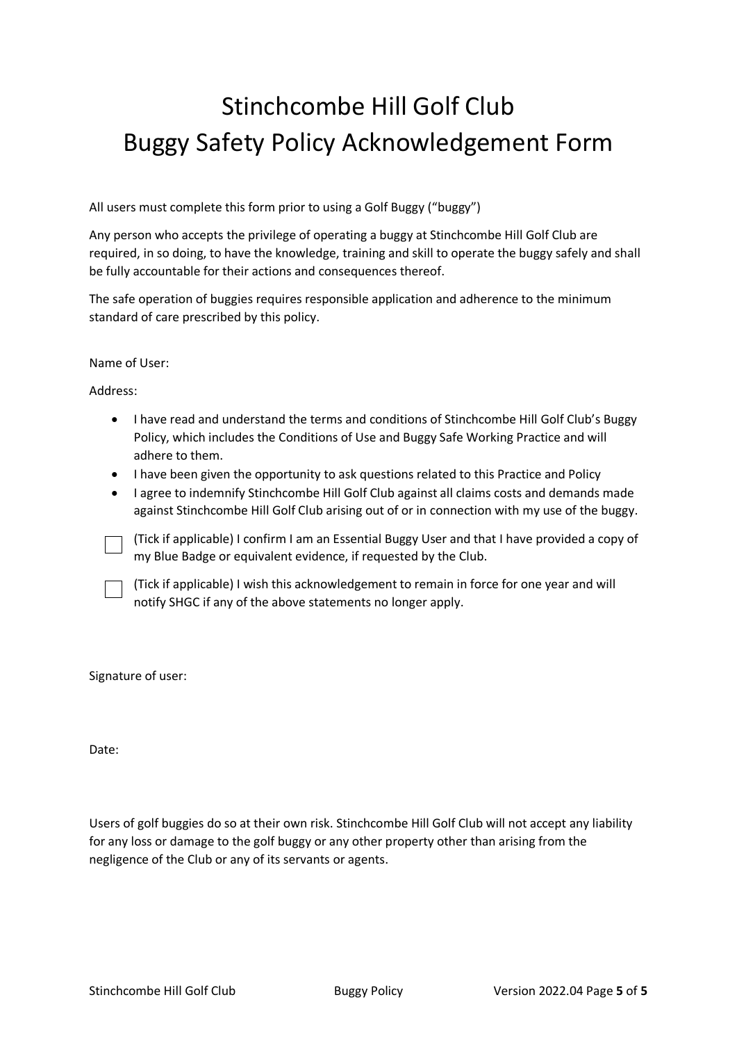# Stinchcombe Hill Golf Club
# Buggy Safety Policy Acknowledgement Form

All users must complete this form prior to using a Golf Buggy ("buggy")

Any person who accepts the privilege of operating a buggy at Stinchcombe Hill Golf Club are required, in so doing, to have the knowledge, training and skill to operate the buggy safely and shall be fully accountable for their actions and consequences thereof.

The safe operation of buggies requires responsible application and adherence to the minimum standard of care prescribed by this policy.

Name of User:

Address:

- I have read and understand the terms and conditions of Stinchcombe Hill Golf Club's Buggy Policy, which includes the Conditions of Use and Buggy Safe Working Practice and will adhere to them.
- I have been given the opportunity to ask questions related to this Practice and Policy
- I agree to indemnify Stinchcombe Hill Golf Club against all claims costs and demands made against Stinchcombe Hill Golf Club arising out of or in connection with my use of the buggy.

☐ (Tick if applicable) I confirm I am an Essential Buggy User and that I have provided a copy of my Blue Badge or equivalent evidence, if requested by the Club.

☐ (Tick if applicable) I wish this acknowledgement to remain in force for one year and will notify SHGC if any of the above statements no longer apply.

Signature of user:

Date:

Users of golf buggies do so at their own risk. Stinchcombe Hill Golf Club will not accept any liability for any loss or damage to the golf buggy or any other property other than arising from the negligence of the Club or any of its servants or agents.